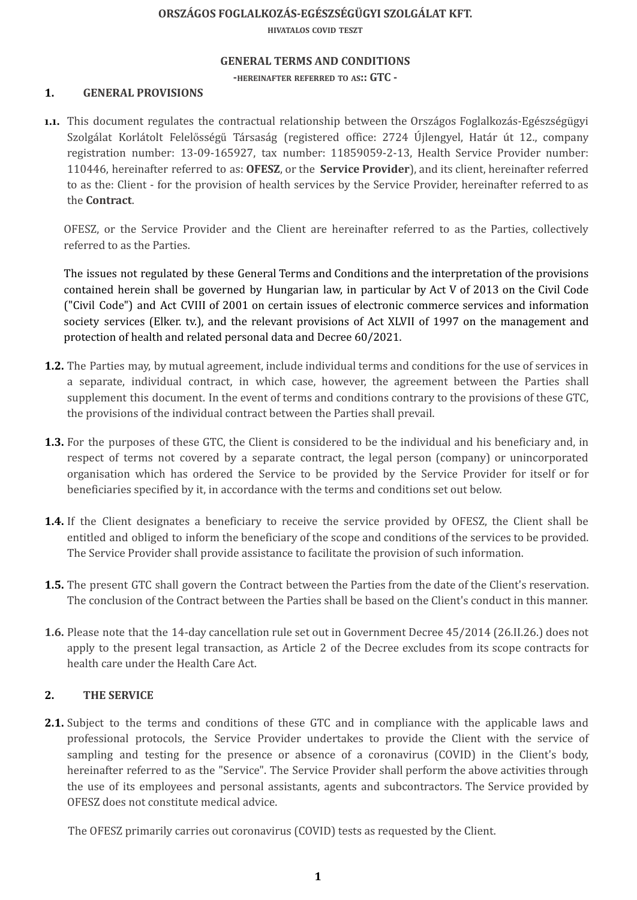**ORSZÁGOS FOGLALKOZÁS-EGÉSZSÉGÜGYI SZOLGÁLAT KFT.**

**HIVATALOS COVID TESZT**

# GENERAL TERMS AND CONDITIONS

**-HEREINAFTER REFERRED TO AS:: GTC -**

## 1. GENERAL PROVISIONS

**1.1.** This document regulates the contractual relationship between the Országos Foglalkozás-Egészségügyi Szolgálat Korlátolt Felelősségű Társaság (registered office: 2724 Újlengyel, Határ út 12., company registration number: 13-09-165927, tax number: 11859059-2-13, Health Service Provider number: 110446, hereinafter referred to as: **OFESZ**, or the **Service Provider**), and its client, hereinafter referred to as the: Client - for the provision of health services by the Service Provider, hereinafter referred to as the **Contract**.

OFESZ, or the Service Provider and the Client are hereinafter referred to as the Parties, collectively referred to as the Parties.

The issues not regulated by these General Terms and Conditions and the interpretation of the provisions contained herein shall be governed by Hungarian law, in particular by Act V of 2013 on the Civil Code ("Civil Code") and Act CVIII of 2001 on certain issues of electronic commerce services and information society services (Elker. tv.), and the relevant provisions of Act XLVII of 1997 on the management and protection of health and related personal data and Decree 60/2021.

**1.2.** The Parties may, by mutual agreement, include individual terms and conditions for the use of services in a separate, individual contract, in which case, however, the agreement between the Parties shall supplement this document. In the event of terms and conditions contrary to the provisions of these GTC, the provisions of the individual contract between the Parties shall prevail.

**1.3.** For the purposes of these GTC, the Client is considered to be the individual and his beneficiary and, in respect of terms not covered by a separate contract, the legal person (company) or unincorporated organisation which has ordered the Service to be provided by the Service Provider for itself or for beneficiaries specified by it, in accordance with the terms and conditions set out below.

**1.4.** If the Client designates a beneficiary to receive the service provided by OFESZ, the Client shall be entitled and obliged to inform the beneficiary of the scope and conditions of the services to be provided. The Service Provider shall provide assistance to facilitate the provision of such information.

**1.5.** The present GTC shall govern the Contract between the Parties from the date of the Client's reservation. The conclusion of the Contract between the Parties shall be based on the Client's conduct in this manner.

**1.6.** Please note that the 14-day cancellation rule set out in Government Decree 45/2014 (26.II.26.) does not apply to the present legal transaction, as Article 2 of the Decree excludes from its scope contracts for health care under the Health Care Act.

## 2. THE SERVICE

**2.1.** Subject to the terms and conditions of these GTC and in compliance with the applicable laws and professional protocols, the Service Provider undertakes to provide the Client with the service of sampling and testing for the presence or absence of a coronavirus (COVID) in the Client's body, hereinafter referred to as the "Service". The Service Provider shall perform the above activities through the use of its employees and personal assistants, agents and subcontractors. The Service provided by OFESZ does not constitute medical advice.

The OFESZ primarily carries out coronavirus (COVID) tests as requested by the Client.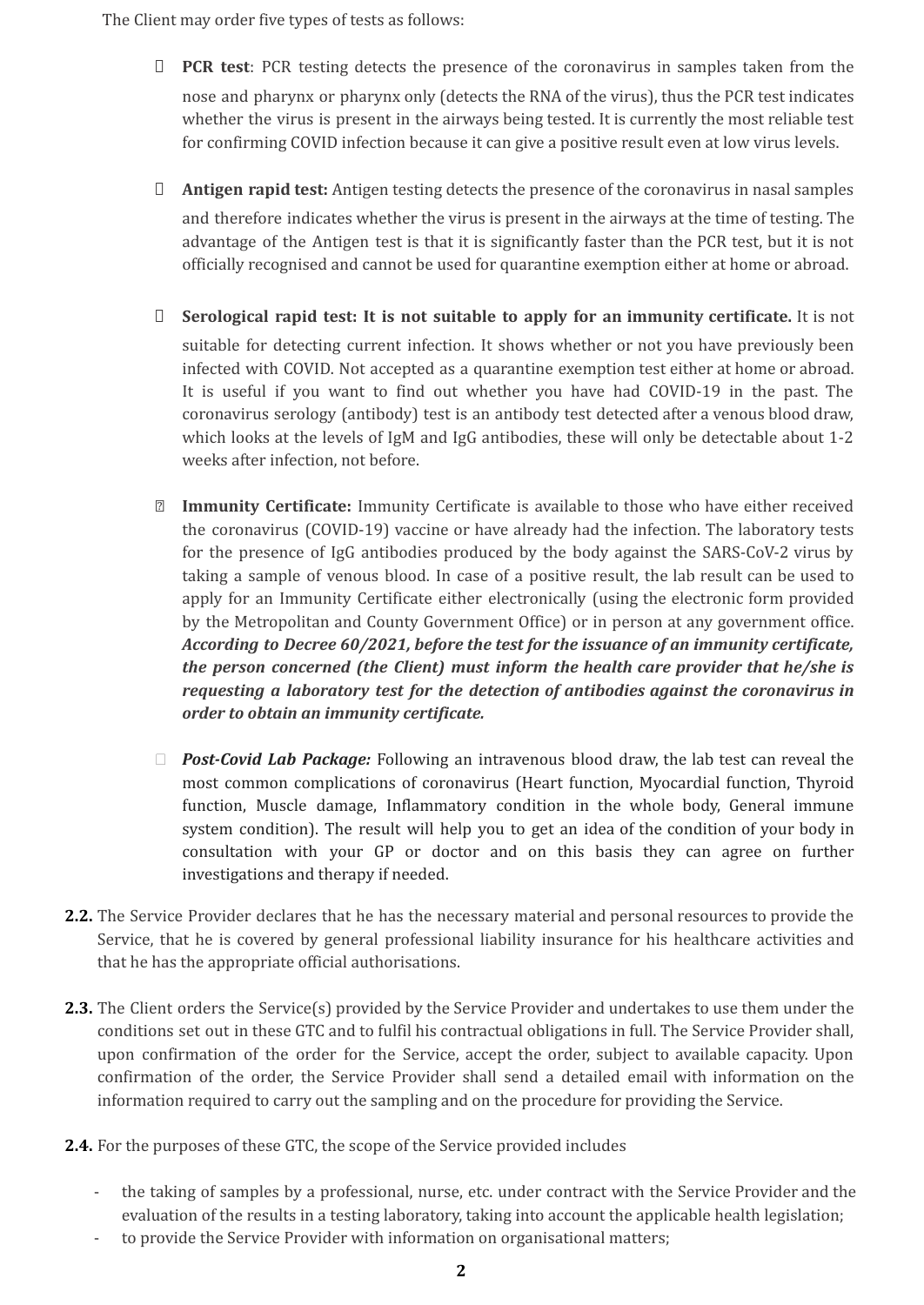The Client may order five types of tests as follows:

- **PCR test**: PCR testing detects the presence of the coronavirus in samples taken from the nose and pharynx or pharynx only (detects the RNA of the virus), thus the PCR test indicates whether the virus is present in the airways being tested. It is currently the most reliable test for confirming COVID infection because it can give a positive result even at low virus levels.

- **Antigen rapid test:** Antigen testing detects the presence of the coronavirus in nasal samples and therefore indicates whether the virus is present in the airways at the time of testing. The advantage of the Antigen test is that it is significantly faster than the PCR test, but it is not officially recognised and cannot be used for quarantine exemption either at home or abroad.

- **Serological rapid test: It is not suitable to apply for an immunity certificate.** It is not suitable for detecting current infection. It shows whether or not you have previously been infected with COVID. Not accepted as a quarantine exemption test either at home or abroad. It is useful if you want to find out whether you have had COVID-19 in the past. The coronavirus serology (antibody) test is an antibody test detected after a venous blood draw, which looks at the levels of IgM and IgG antibodies, these will only be detectable about 1-2 weeks after infection, not before.

- **Immunity Certificate:** Immunity Certificate is available to those who have either received the coronavirus (COVID-19) vaccine or have already had the infection. The laboratory tests for the presence of IgG antibodies produced by the body against the SARS-CoV-2 virus by taking a sample of venous blood. In case of a positive result, the lab result can be used to apply for an Immunity Certificate either electronically (using the electronic form provided by the Metropolitan and County Government Office) or in person at any government office. ***According to Decree 60/2021, before the test for the issuance of an immunity certificate, the person concerned (the Client) must inform the health care provider that he/she is requesting a laboratory test for the detection of antibodies against the coronavirus in order to obtain an immunity certificate.***

- ***Post-Covid Lab Package:*** Following an intravenous blood draw, the lab test can reveal the most common complications of coronavirus (Heart function, Myocardial function, Thyroid function, Muscle damage, Inflammatory condition in the whole body, General immune system condition). The result will help you to get an idea of the condition of your body in consultation with your GP or doctor and on this basis they can agree on further investigations and therapy if needed.

**2.2.** The Service Provider declares that he has the necessary material and personal resources to provide the Service, that he is covered by general professional liability insurance for his healthcare activities and that he has the appropriate official authorisations.

**2.3.** The Client orders the Service(s) provided by the Service Provider and undertakes to use them under the conditions set out in these GTC and to fulfil his contractual obligations in full. The Service Provider shall, upon confirmation of the order for the Service, accept the order, subject to available capacity. Upon confirmation of the order, the Service Provider shall send a detailed email with information on the information required to carry out the sampling and on the procedure for providing the Service.

**2.4.** For the purposes of these GTC, the scope of the Service provided includes

- the taking of samples by a professional, nurse, etc. under contract with the Service Provider and the evaluation of the results in a testing laboratory, taking into account the applicable health legislation;
- to provide the Service Provider with information on organisational matters;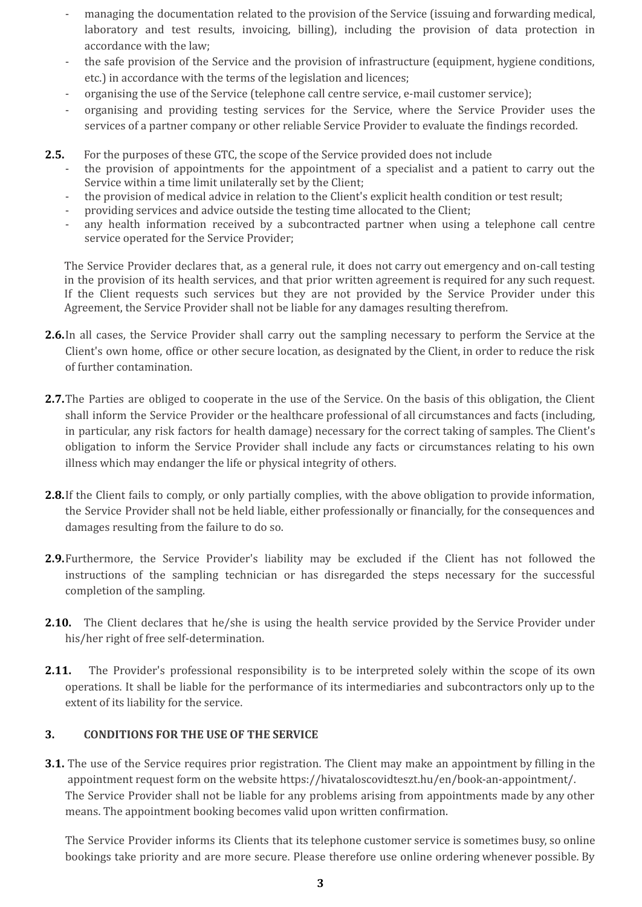- managing the documentation related to the provision of the Service (issuing and forwarding medical, laboratory and test results, invoicing, billing), including the provision of data protection in accordance with the law;
- the safe provision of the Service and the provision of infrastructure (equipment, hygiene conditions, etc.) in accordance with the terms of the legislation and licences;
- organising the use of the Service (telephone call centre service, e-mail customer service);
- organising and providing testing services for the Service, where the Service Provider uses the services of a partner company or other reliable Service Provider to evaluate the findings recorded.

**2.5.** For the purposes of these GTC, the scope of the Service provided does not include

- the provision of appointments for the appointment of a specialist and a patient to carry out the Service within a time limit unilaterally set by the Client;
- the provision of medical advice in relation to the Client's explicit health condition or test result;
- providing services and advice outside the testing time allocated to the Client;
- any health information received by a subcontracted partner when using a telephone call centre service operated for the Service Provider;

The Service Provider declares that, as a general rule, it does not carry out emergency and on-call testing in the provision of its health services, and that prior written agreement is required for any such request. If the Client requests such services but they are not provided by the Service Provider under this Agreement, the Service Provider shall not be liable for any damages resulting therefrom.

**2.6.** In all cases, the Service Provider shall carry out the sampling necessary to perform the Service at the Client's own home, office or other secure location, as designated by the Client, in order to reduce the risk of further contamination.

**2.7.** The Parties are obliged to cooperate in the use of the Service. On the basis of this obligation, the Client shall inform the Service Provider or the healthcare professional of all circumstances and facts (including, in particular, any risk factors for health damage) necessary for the correct taking of samples. The Client's obligation to inform the Service Provider shall include any facts or circumstances relating to his own illness which may endanger the life or physical integrity of others.

**2.8.** If the Client fails to comply, or only partially complies, with the above obligation to provide information, the Service Provider shall not be held liable, either professionally or financially, for the consequences and damages resulting from the failure to do so.

**2.9.** Furthermore, the Service Provider's liability may be excluded if the Client has not followed the instructions of the sampling technician or has disregarded the steps necessary for the successful completion of the sampling.

**2.10.** The Client declares that he/she is using the health service provided by the Service Provider under his/her right of free self-determination.

**2.11.** The Provider's professional responsibility is to be interpreted solely within the scope of its own operations. It shall be liable for the performance of its intermediaries and subcontractors only up to the extent of its liability for the service.

## 3. CONDITIONS FOR THE USE OF THE SERVICE

**3.1.** The use of the Service requires prior registration. The Client may make an appointment by filling in the appointment request form on the website https://hivataloscovidteszt.hu/en/book-an-appointment/. The Service Provider shall not be liable for any problems arising from appointments made by any other means. The appointment booking becomes valid upon written confirmation.

The Service Provider informs its Clients that its telephone customer service is sometimes busy, so online bookings take priority and are more secure. Please therefore use online ordering whenever possible. By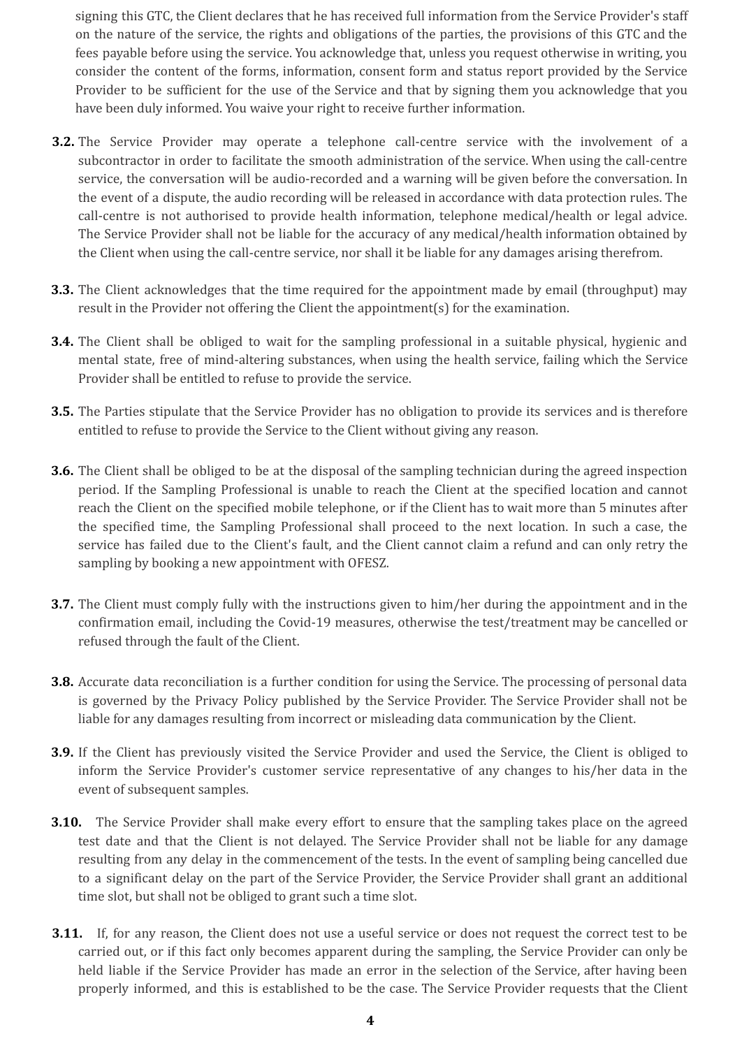signing this GTC, the Client declares that he has received full information from the Service Provider's staff on the nature of the service, the rights and obligations of the parties, the provisions of this GTC and the fees payable before using the service. You acknowledge that, unless you request otherwise in writing, you consider the content of the forms, information, consent form and status report provided by the Service Provider to be sufficient for the use of the Service and that by signing them you acknowledge that you have been duly informed. You waive your right to receive further information.

**3.2.** The Service Provider may operate a telephone call-centre service with the involvement of a subcontractor in order to facilitate the smooth administration of the service. When using the call-centre service, the conversation will be audio-recorded and a warning will be given before the conversation. In the event of a dispute, the audio recording will be released in accordance with data protection rules. The call-centre is not authorised to provide health information, telephone medical/health or legal advice. The Service Provider shall not be liable for the accuracy of any medical/health information obtained by the Client when using the call-centre service, nor shall it be liable for any damages arising therefrom.

**3.3.** The Client acknowledges that the time required for the appointment made by email (throughput) may result in the Provider not offering the Client the appointment(s) for the examination.

**3.4.** The Client shall be obliged to wait for the sampling professional in a suitable physical, hygienic and mental state, free of mind-altering substances, when using the health service, failing which the Service Provider shall be entitled to refuse to provide the service.

**3.5.** The Parties stipulate that the Service Provider has no obligation to provide its services and is therefore entitled to refuse to provide the Service to the Client without giving any reason.

**3.6.** The Client shall be obliged to be at the disposal of the sampling technician during the agreed inspection period. If the Sampling Professional is unable to reach the Client at the specified location and cannot reach the Client on the specified mobile telephone, or if the Client has to wait more than 5 minutes after the specified time, the Sampling Professional shall proceed to the next location. In such a case, the service has failed due to the Client's fault, and the Client cannot claim a refund and can only retry the sampling by booking a new appointment with OFESZ.

**3.7.** The Client must comply fully with the instructions given to him/her during the appointment and in the confirmation email, including the Covid-19 measures, otherwise the test/treatment may be cancelled or refused through the fault of the Client.

**3.8.** Accurate data reconciliation is a further condition for using the Service. The processing of personal data is governed by the Privacy Policy published by the Service Provider. The Service Provider shall not be liable for any damages resulting from incorrect or misleading data communication by the Client.

**3.9.** If the Client has previously visited the Service Provider and used the Service, the Client is obliged to inform the Service Provider's customer service representative of any changes to his/her data in the event of subsequent samples.

**3.10.** The Service Provider shall make every effort to ensure that the sampling takes place on the agreed test date and that the Client is not delayed. The Service Provider shall not be liable for any damage resulting from any delay in the commencement of the tests. In the event of sampling being cancelled due to a significant delay on the part of the Service Provider, the Service Provider shall grant an additional time slot, but shall not be obliged to grant such a time slot.

**3.11.** If, for any reason, the Client does not use a useful service or does not request the correct test to be carried out, or if this fact only becomes apparent during the sampling, the Service Provider can only be held liable if the Service Provider has made an error in the selection of the Service, after having been properly informed, and this is established to be the case. The Service Provider requests that the Client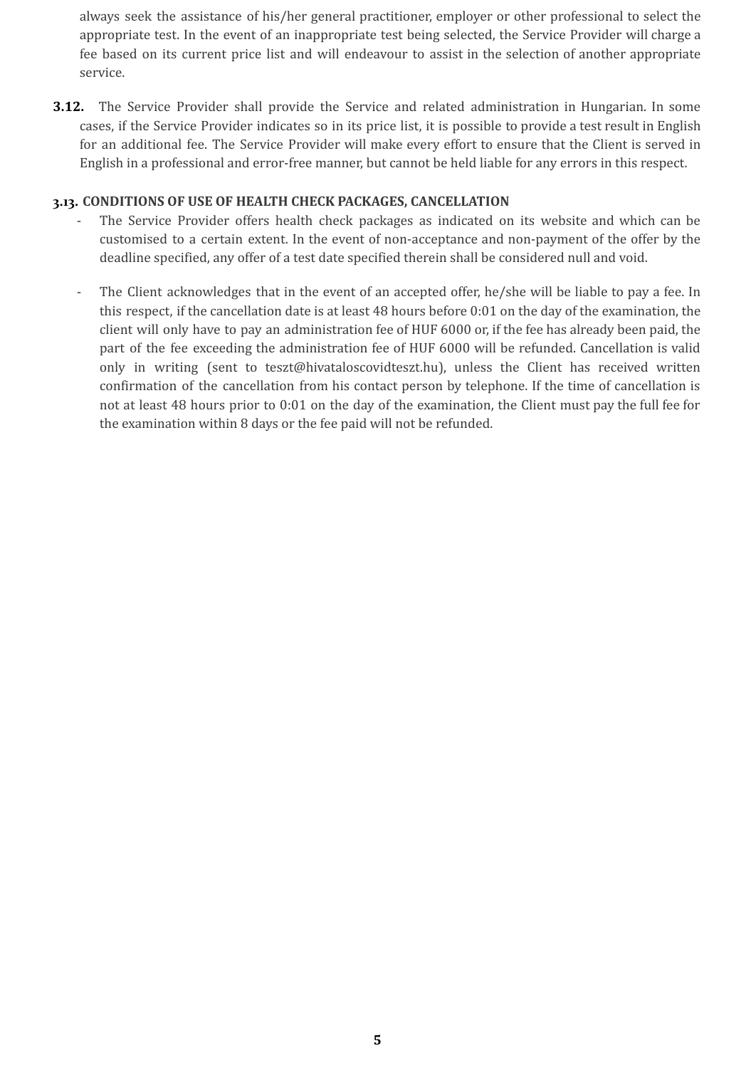always seek the assistance of his/her general practitioner, employer or other professional to select the appropriate test. In the event of an inappropriate test being selected, the Service Provider will charge a fee based on its current price list and will endeavour to assist in the selection of another appropriate service.

**3.12.** The Service Provider shall provide the Service and related administration in Hungarian. In some cases, if the Service Provider indicates so in its price list, it is possible to provide a test result in English for an additional fee. The Service Provider will make every effort to ensure that the Client is served in English in a professional and error-free manner, but cannot be held liable for any errors in this respect.

**3.13. CONDITIONS OF USE OF HEALTH CHECK PACKAGES, CANCELLATION**

- The Service Provider offers health check packages as indicated on its website and which can be customised to a certain extent. In the event of non-acceptance and non-payment of the offer by the deadline specified, any offer of a test date specified therein shall be considered null and void.

- The Client acknowledges that in the event of an accepted offer, he/she will be liable to pay a fee. In this respect, if the cancellation date is at least 48 hours before 0:01 on the day of the examination, the client will only have to pay an administration fee of HUF 6000 or, if the fee has already been paid, the part of the fee exceeding the administration fee of HUF 6000 will be refunded. Cancellation is valid only in writing (sent to teszt@hivataloscovidteszt.hu), unless the Client has received written confirmation of the cancellation from his contact person by telephone. If the time of cancellation is not at least 48 hours prior to 0:01 on the day of the examination, the Client must pay the full fee for the examination within 8 days or the fee paid will not be refunded.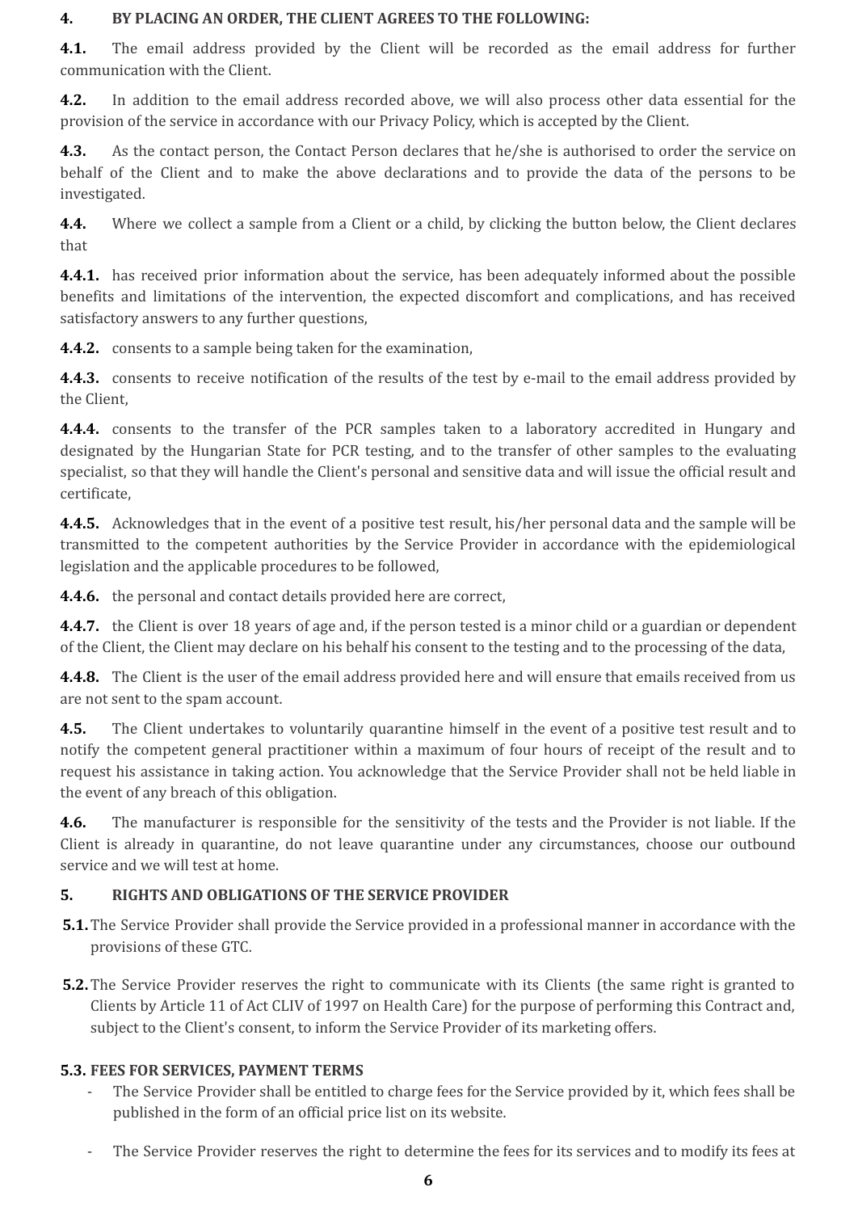## 4. BY PLACING AN ORDER, THE CLIENT AGREES TO THE FOLLOWING:

**4.1.** The email address provided by the Client will be recorded as the email address for further communication with the Client.

**4.2.** In addition to the email address recorded above, we will also process other data essential for the provision of the service in accordance with our Privacy Policy, which is accepted by the Client.

**4.3.** As the contact person, the Contact Person declares that he/she is authorised to order the service on behalf of the Client and to make the above declarations and to provide the data of the persons to be investigated.

**4.4.** Where we collect a sample from a Client or a child, by clicking the button below, the Client declares that

**4.4.1.** has received prior information about the service, has been adequately informed about the possible benefits and limitations of the intervention, the expected discomfort and complications, and has received satisfactory answers to any further questions,

**4.4.2.** consents to a sample being taken for the examination,

**4.4.3.** consents to receive notification of the results of the test by e-mail to the email address provided by the Client,

**4.4.4.** consents to the transfer of the PCR samples taken to a laboratory accredited in Hungary and designated by the Hungarian State for PCR testing, and to the transfer of other samples to the evaluating specialist, so that they will handle the Client's personal and sensitive data and will issue the official result and certificate,

**4.4.5.** Acknowledges that in the event of a positive test result, his/her personal data and the sample will be transmitted to the competent authorities by the Service Provider in accordance with the epidemiological legislation and the applicable procedures to be followed,

**4.4.6.** the personal and contact details provided here are correct,

**4.4.7.** the Client is over 18 years of age and, if the person tested is a minor child or a guardian or dependent of the Client, the Client may declare on his behalf his consent to the testing and to the processing of the data,

**4.4.8.** The Client is the user of the email address provided here and will ensure that emails received from us are not sent to the spam account.

**4.5.** The Client undertakes to voluntarily quarantine himself in the event of a positive test result and to notify the competent general practitioner within a maximum of four hours of receipt of the result and to request his assistance in taking action. You acknowledge that the Service Provider shall not be held liable in the event of any breach of this obligation.

**4.6.** The manufacturer is responsible for the sensitivity of the tests and the Provider is not liable. If the Client is already in quarantine, do not leave quarantine under any circumstances, choose our outbound service and we will test at home.

## 5. RIGHTS AND OBLIGATIONS OF THE SERVICE PROVIDER

**5.1.** The Service Provider shall provide the Service provided in a professional manner in accordance with the provisions of these GTC.

**5.2.** The Service Provider reserves the right to communicate with its Clients (the same right is granted to Clients by Article 11 of Act CLIV of 1997 on Health Care) for the purpose of performing this Contract and, subject to the Client's consent, to inform the Service Provider of its marketing offers.

### 5.3. FEES FOR SERVICES, PAYMENT TERMS

- The Service Provider shall be entitled to charge fees for the Service provided by it, which fees shall be published in the form of an official price list on its website.
- The Service Provider reserves the right to determine the fees for its services and to modify its fees at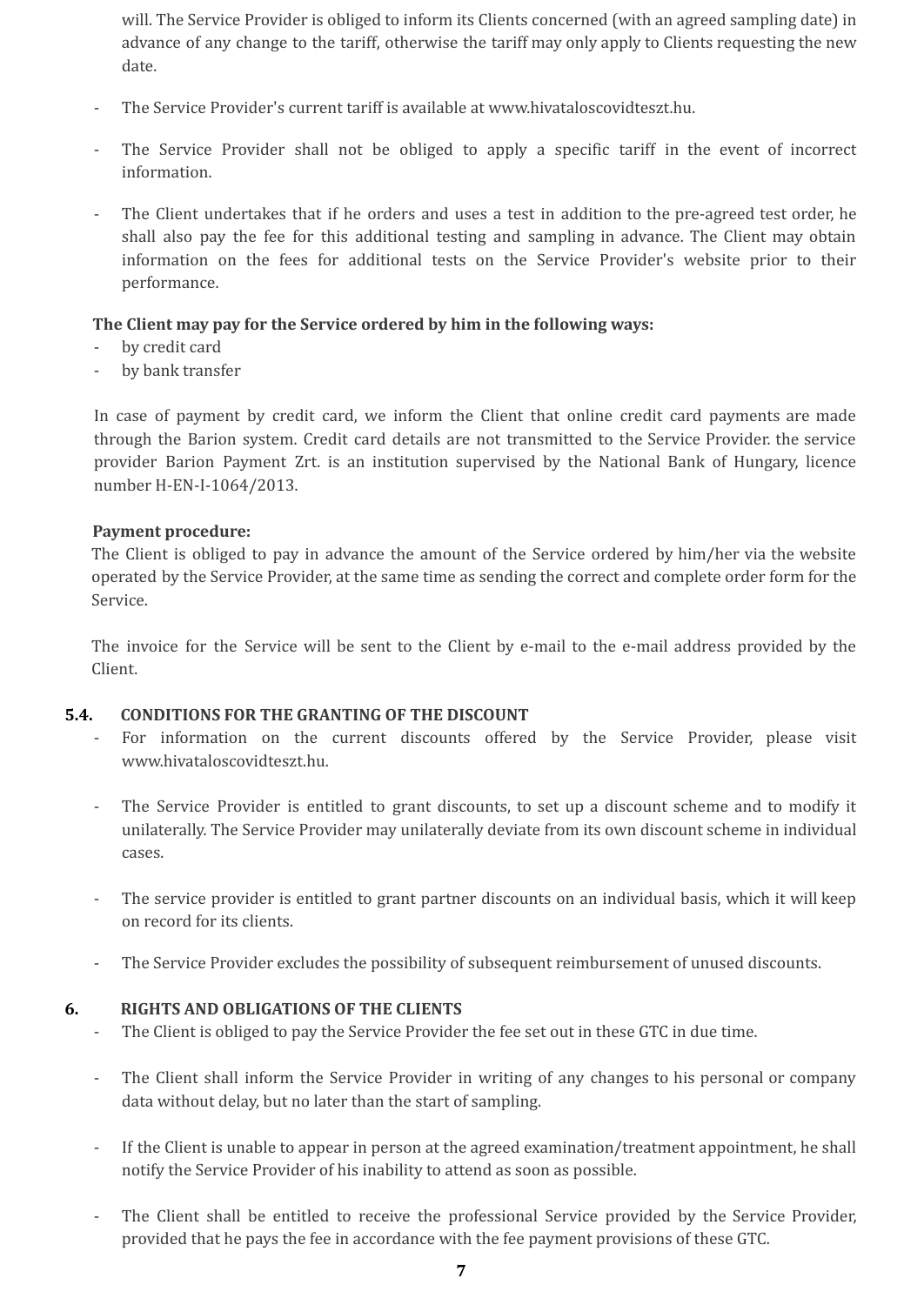will. The Service Provider is obliged to inform its Clients concerned (with an agreed sampling date) in advance of any change to the tariff, otherwise the tariff may only apply to Clients requesting the new date.

- The Service Provider's current tariff is available at www.hivataloscovidteszt.hu.

- The Service Provider shall not be obliged to apply a specific tariff in the event of incorrect information.

- The Client undertakes that if he orders and uses a test in addition to the pre-agreed test order, he shall also pay the fee for this additional testing and sampling in advance. The Client may obtain information on the fees for additional tests on the Service Provider's website prior to their performance.

**The Client may pay for the Service ordered by him in the following ways:**

- by credit card
- by bank transfer

In case of payment by credit card, we inform the Client that online credit card payments are made through the Barion system. Credit card details are not transmitted to the Service Provider. the service provider Barion Payment Zrt. is an institution supervised by the National Bank of Hungary, licence number H-EN-I-1064/2013.

**Payment procedure:**

The Client is obliged to pay in advance the amount of the Service ordered by him/her via the website operated by the Service Provider, at the same time as sending the correct and complete order form for the Service.

The invoice for the Service will be sent to the Client by e-mail to the e-mail address provided by the Client.

## 5.4. CONDITIONS FOR THE GRANTING OF THE DISCOUNT

- For information on the current discounts offered by the Service Provider, please visit www.hivataloscovidteszt.hu.

- The Service Provider is entitled to grant discounts, to set up a discount scheme and to modify it unilaterally. The Service Provider may unilaterally deviate from its own discount scheme in individual cases.

- The service provider is entitled to grant partner discounts on an individual basis, which it will keep on record for its clients.

- The Service Provider excludes the possibility of subsequent reimbursement of unused discounts.

## 6. RIGHTS AND OBLIGATIONS OF THE CLIENTS

- The Client is obliged to pay the Service Provider the fee set out in these GTC in due time.

- The Client shall inform the Service Provider in writing of any changes to his personal or company data without delay, but no later than the start of sampling.

- If the Client is unable to appear in person at the agreed examination/treatment appointment, he shall notify the Service Provider of his inability to attend as soon as possible.

- The Client shall be entitled to receive the professional Service provided by the Service Provider, provided that he pays the fee in accordance with the fee payment provisions of these GTC.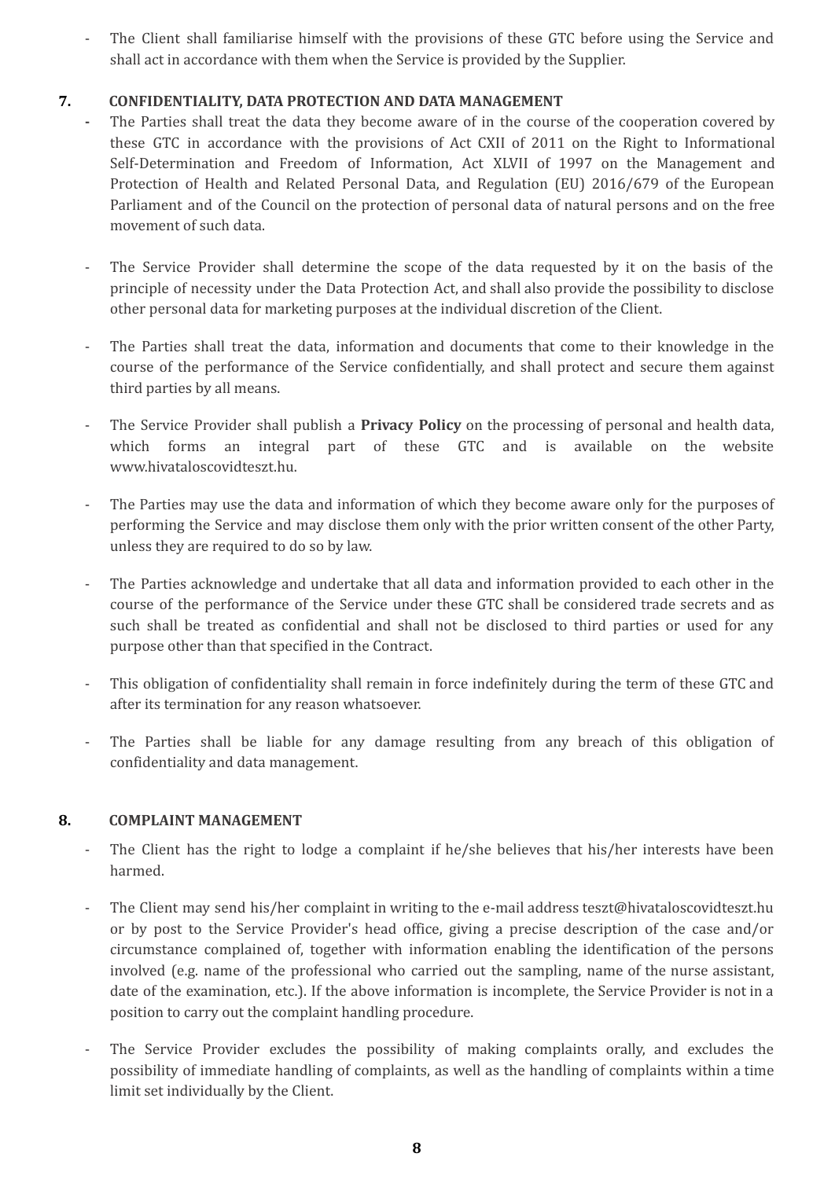- The Client shall familiarise himself with the provisions of these GTC before using the Service and shall act in accordance with them when the Service is provided by the Supplier.

## 7. CONFIDENTIALITY, DATA PROTECTION AND DATA MANAGEMENT

- The Parties shall treat the data they become aware of in the course of the cooperation covered by these GTC in accordance with the provisions of Act CXII of 2011 on the Right to Informational Self-Determination and Freedom of Information, Act XLVII of 1997 on the Management and Protection of Health and Related Personal Data, and Regulation (EU) 2016/679 of the European Parliament and of the Council on the protection of personal data of natural persons and on the free movement of such data.

- The Service Provider shall determine the scope of the data requested by it on the basis of the principle of necessity under the Data Protection Act, and shall also provide the possibility to disclose other personal data for marketing purposes at the individual discretion of the Client.

- The Parties shall treat the data, information and documents that come to their knowledge in the course of the performance of the Service confidentially, and shall protect and secure them against third parties by all means.

- The Service Provider shall publish a **Privacy Policy** on the processing of personal and health data, which forms an integral part of these GTC and is available on the website www.hivataloscovidteszt.hu.

- The Parties may use the data and information of which they become aware only for the purposes of performing the Service and may disclose them only with the prior written consent of the other Party, unless they are required to do so by law.

- The Parties acknowledge and undertake that all data and information provided to each other in the course of the performance of the Service under these GTC shall be considered trade secrets and as such shall be treated as confidential and shall not be disclosed to third parties or used for any purpose other than that specified in the Contract.

- This obligation of confidentiality shall remain in force indefinitely during the term of these GTC and after its termination for any reason whatsoever.

- The Parties shall be liable for any damage resulting from any breach of this obligation of confidentiality and data management.

## 8. COMPLAINT MANAGEMENT

- The Client has the right to lodge a complaint if he/she believes that his/her interests have been harmed.

- The Client may send his/her complaint in writing to the e-mail address teszt@hivataloscovidteszt.hu or by post to the Service Provider's head office, giving a precise description of the case and/or circumstance complained of, together with information enabling the identification of the persons involved (e.g. name of the professional who carried out the sampling, name of the nurse assistant, date of the examination, etc.). If the above information is incomplete, the Service Provider is not in a position to carry out the complaint handling procedure.

- The Service Provider excludes the possibility of making complaints orally, and excludes the possibility of immediate handling of complaints, as well as the handling of complaints within a time limit set individually by the Client.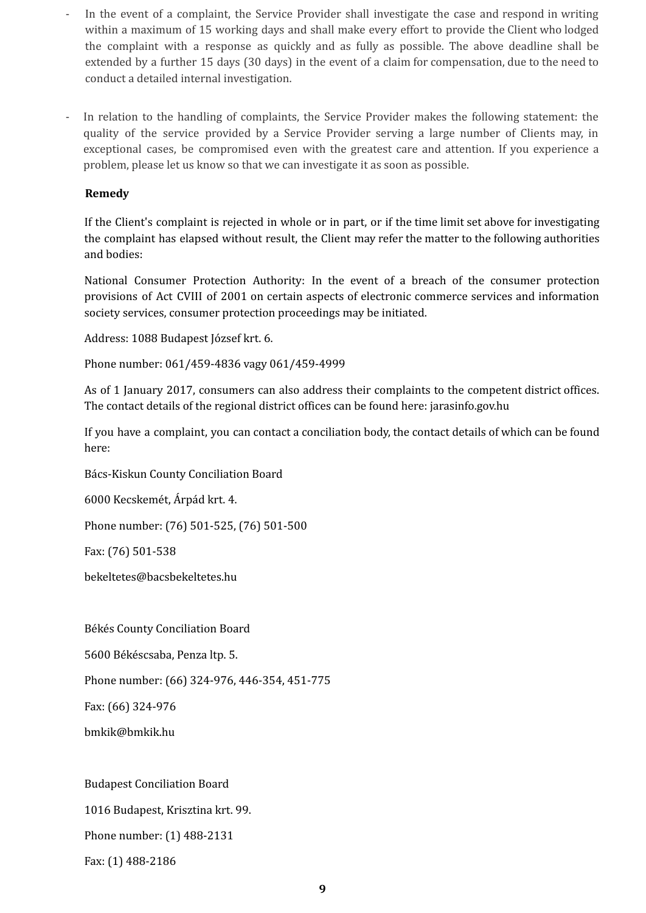- In the event of a complaint, the Service Provider shall investigate the case and respond in writing within a maximum of 15 working days and shall make every effort to provide the Client who lodged the complaint with a response as quickly and as fully as possible. The above deadline shall be extended by a further 15 days (30 days) in the event of a claim for compensation, due to the need to conduct a detailed internal investigation.

- In relation to the handling of complaints, the Service Provider makes the following statement: the quality of the service provided by a Service Provider serving a large number of Clients may, in exceptional cases, be compromised even with the greatest care and attention. If you experience a problem, please let us know so that we can investigate it as soon as possible.

**Remedy**

If the Client's complaint is rejected in whole or in part, or if the time limit set above for investigating the complaint has elapsed without result, the Client may refer the matter to the following authorities and bodies:

National Consumer Protection Authority: In the event of a breach of the consumer protection provisions of Act CVIII of 2001 on certain aspects of electronic commerce services and information society services, consumer protection proceedings may be initiated.

Address: 1088 Budapest József krt. 6.

Phone number: 061/459-4836 vagy 061/459-4999

As of 1 January 2017, consumers can also address their complaints to the competent district offices. The contact details of the regional district offices can be found here: jarasinfo.gov.hu

If you have a complaint, you can contact a conciliation body, the contact details of which can be found here:

Bács-Kiskun County Conciliation Board

6000 Kecskemét, Árpád krt. 4.

Phone number: (76) 501-525, (76) 501-500

Fax: (76) 501-538

bekeltetes@bacsbekeltetes.hu

Békés County Conciliation Board

5600 Békéscsaba, Penza ltp. 5.

Phone number: (66) 324-976, 446-354, 451-775

Fax: (66) 324-976

bmkik@bmkik.hu

Budapest Conciliation Board

1016 Budapest, Krisztina krt. 99.

Phone number: (1) 488-2131

Fax: (1) 488-2186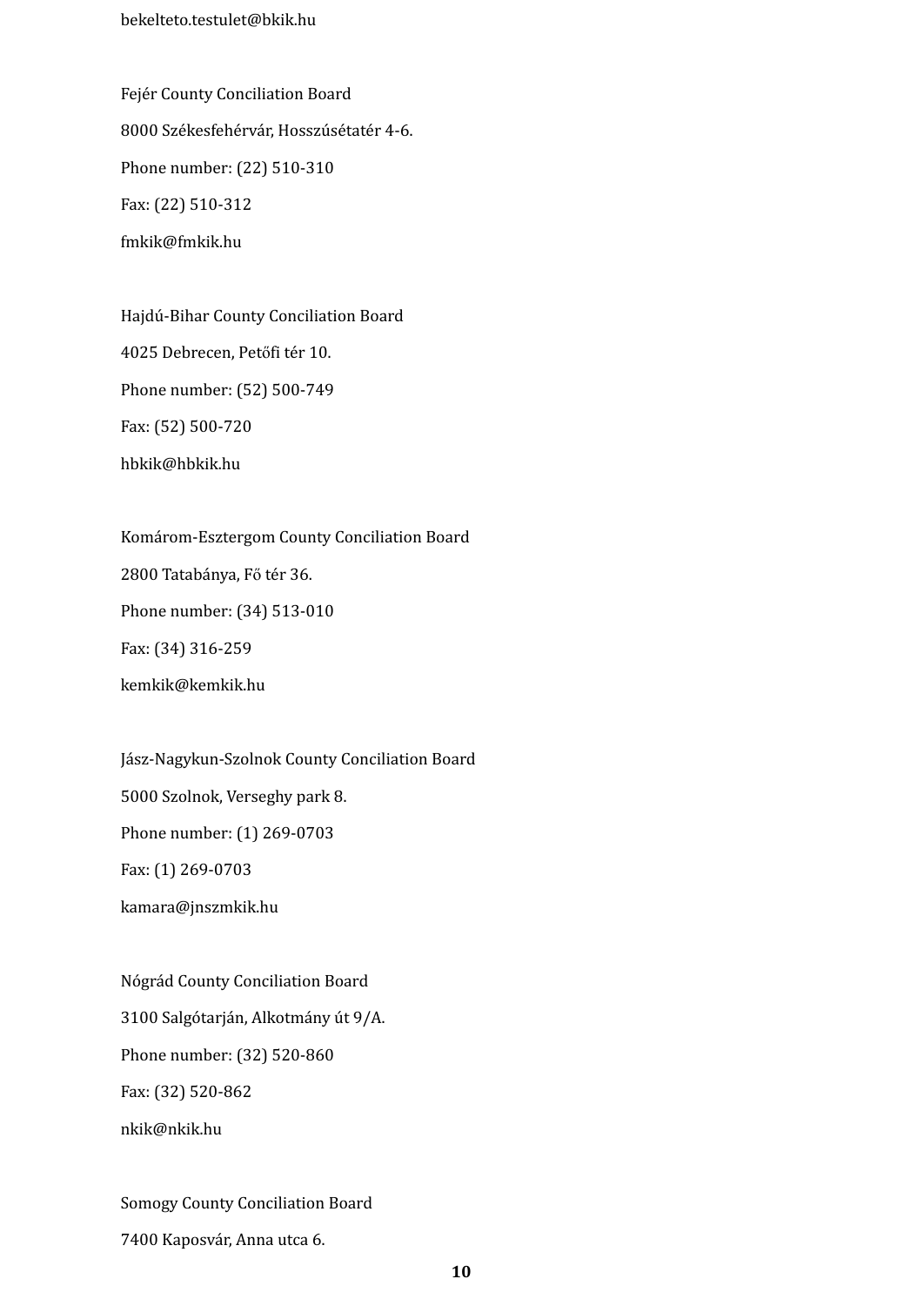bekelteto.testulet@bkik.hu

Fejér County Conciliation Board

8000 Székesfehérvár, Hosszúsétatér 4-6.

Phone number: (22) 510-310

Fax: (22) 510-312

fmkik@fmkik.hu

Hajdú-Bihar County Conciliation Board

4025 Debrecen, Petőfi tér 10.

Phone number: (52) 500-749

Fax: (52) 500-720

hbkik@hbkik.hu

Komárom-Esztergom County Conciliation Board

2800 Tatabánya, Fő tér 36.

Phone number: (34) 513-010

Fax: (34) 316-259

kemkik@kemkik.hu

Jász-Nagykun-Szolnok County Conciliation Board

5000 Szolnok, Verseghy park 8.

Phone number: (1) 269-0703

Fax: (1) 269-0703

kamara@jnszmkik.hu

Nógrád County Conciliation Board

3100 Salgótarján, Alkotmány út 9/A.

Phone number: (32) 520-860

Fax: (32) 520-862

nkik@nkik.hu

Somogy County Conciliation Board

7400 Kaposvár, Anna utca 6.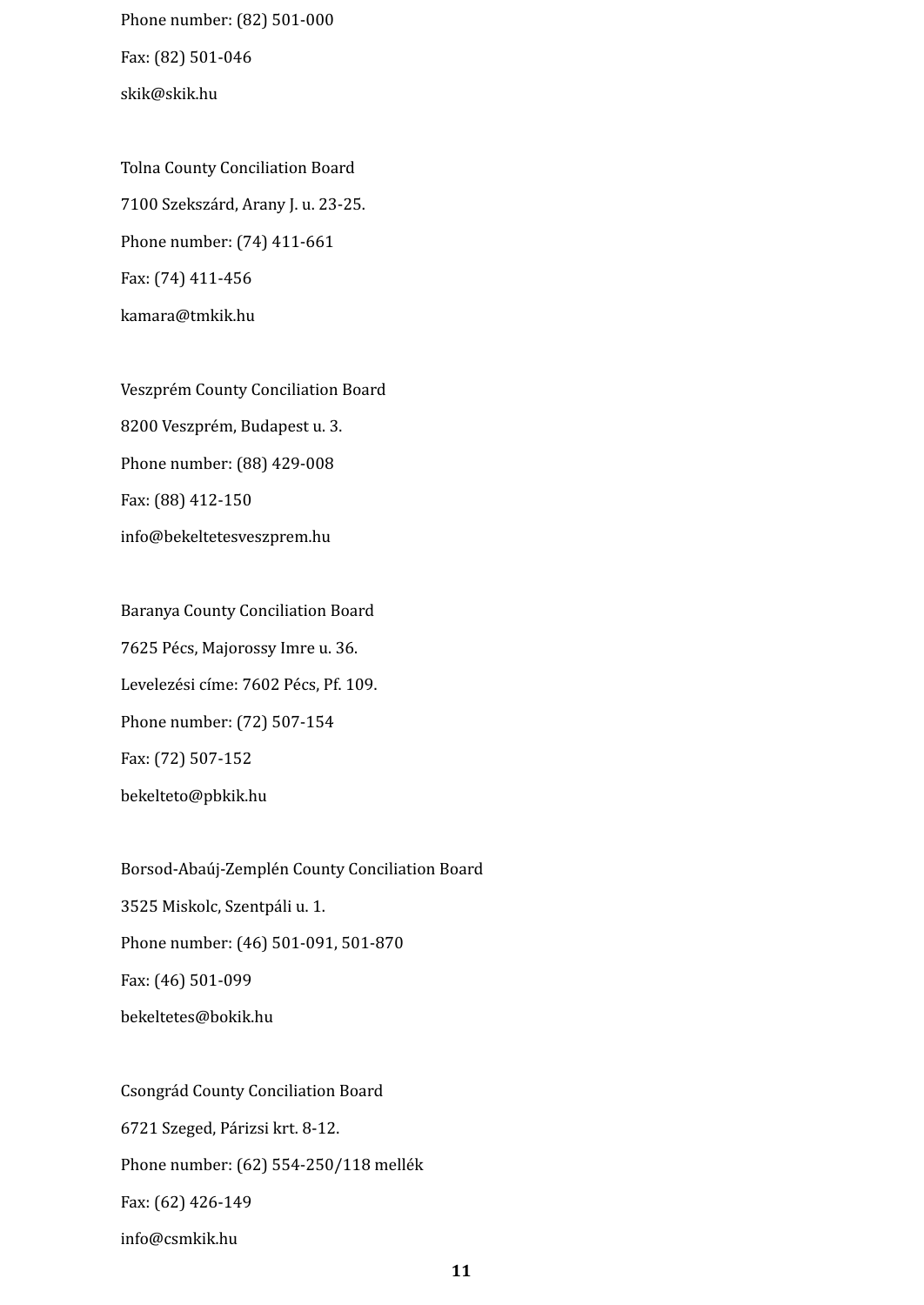Phone number: (82) 501-000

Fax: (82) 501-046

skik@skik.hu

Tolna County Conciliation Board

7100 Szekszárd, Arany J. u. 23-25.

Phone number: (74) 411-661

Fax: (74) 411-456

kamara@tmkik.hu

Veszprém County Conciliation Board

8200 Veszprém, Budapest u. 3.

Phone number: (88) 429-008

Fax: (88) 412-150

info@bekeltetesveszprem.hu

Baranya County Conciliation Board

7625 Pécs, Majorossy Imre u. 36.

Levelezési címe: 7602 Pécs, Pf. 109.

Phone number: (72) 507-154

Fax: (72) 507-152

bekelteto@pbkik.hu

Borsod-Abaúj-Zemplén County Conciliation Board

3525 Miskolc, Szentpáli u. 1.

Phone number: (46) 501-091, 501-870

Fax: (46) 501-099

bekeltetes@bokik.hu

Csongrád County Conciliation Board

6721 Szeged, Párizsi krt. 8-12.

Phone number: (62) 554-250/118 mellék

Fax: (62) 426-149

info@csmkik.hu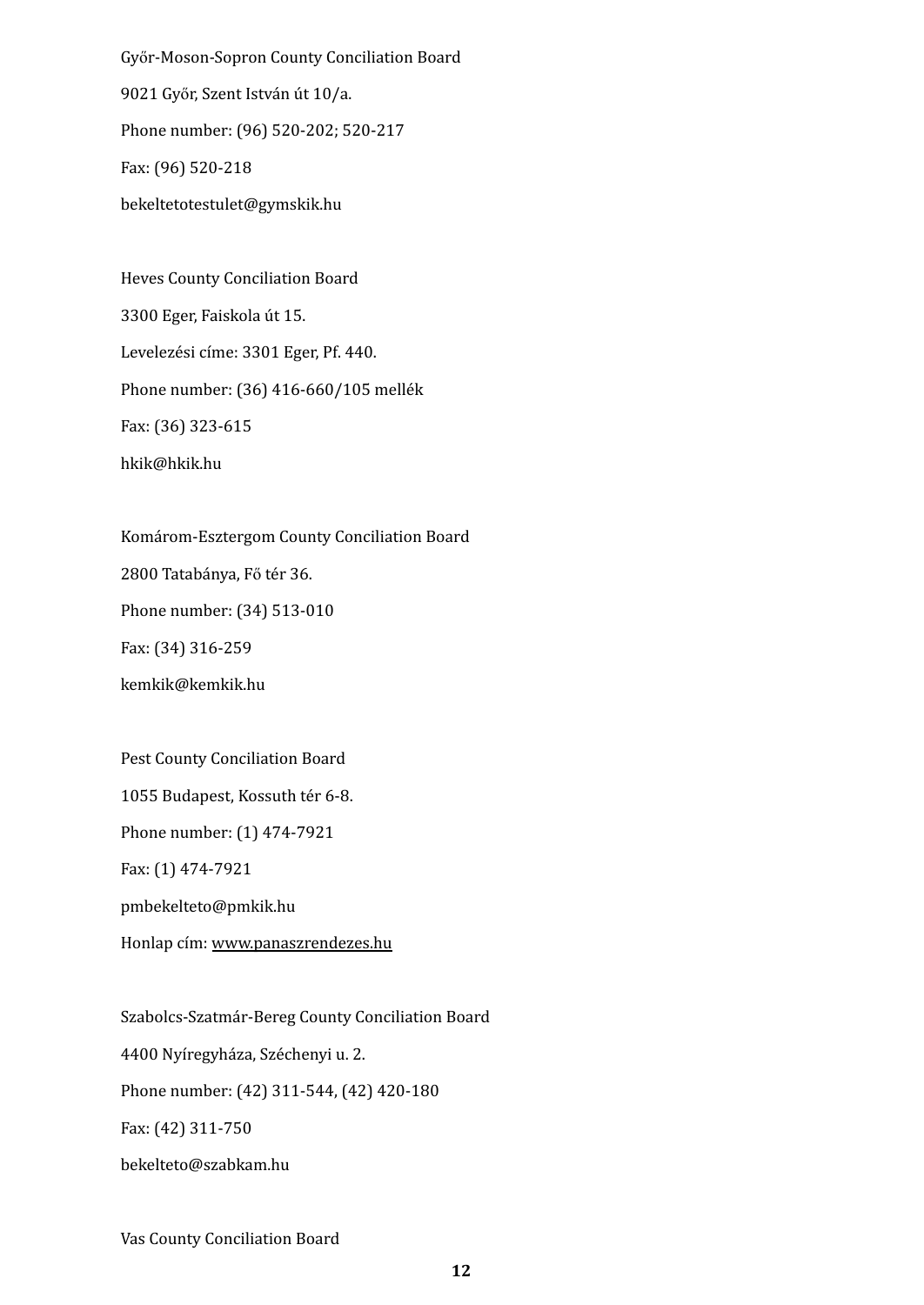Győr-Moson-Sopron County Conciliation Board

9021 Győr, Szent István út 10/a.

Phone number: (96) 520-202; 520-217

Fax: (96) 520-218

bekeltetotestulet@gymskik.hu

Heves County Conciliation Board

3300 Eger, Faiskola út 15.

Levelezési címe: 3301 Eger, Pf. 440.

Phone number: (36) 416-660/105 mellék

Fax: (36) 323-615

hkik@hkik.hu

Komárom-Esztergom County Conciliation Board

2800 Tatabánya, Fő tér 36.

Phone number: (34) 513-010

Fax: (34) 316-259

kemkik@kemkik.hu

Pest County Conciliation Board

1055 Budapest, Kossuth tér 6-8.

Phone number: (1) 474-7921

Fax: (1) 474-7921

pmbekelteto@pmkik.hu

Honlap cím: www.panaszrendezes.hu

Szabolcs-Szatmár-Bereg County Conciliation Board

4400 Nyíregyháza, Széchenyi u. 2.

Phone number: (42) 311-544, (42) 420-180

Fax: (42) 311-750

bekelteto@szabkam.hu

Vas County Conciliation Board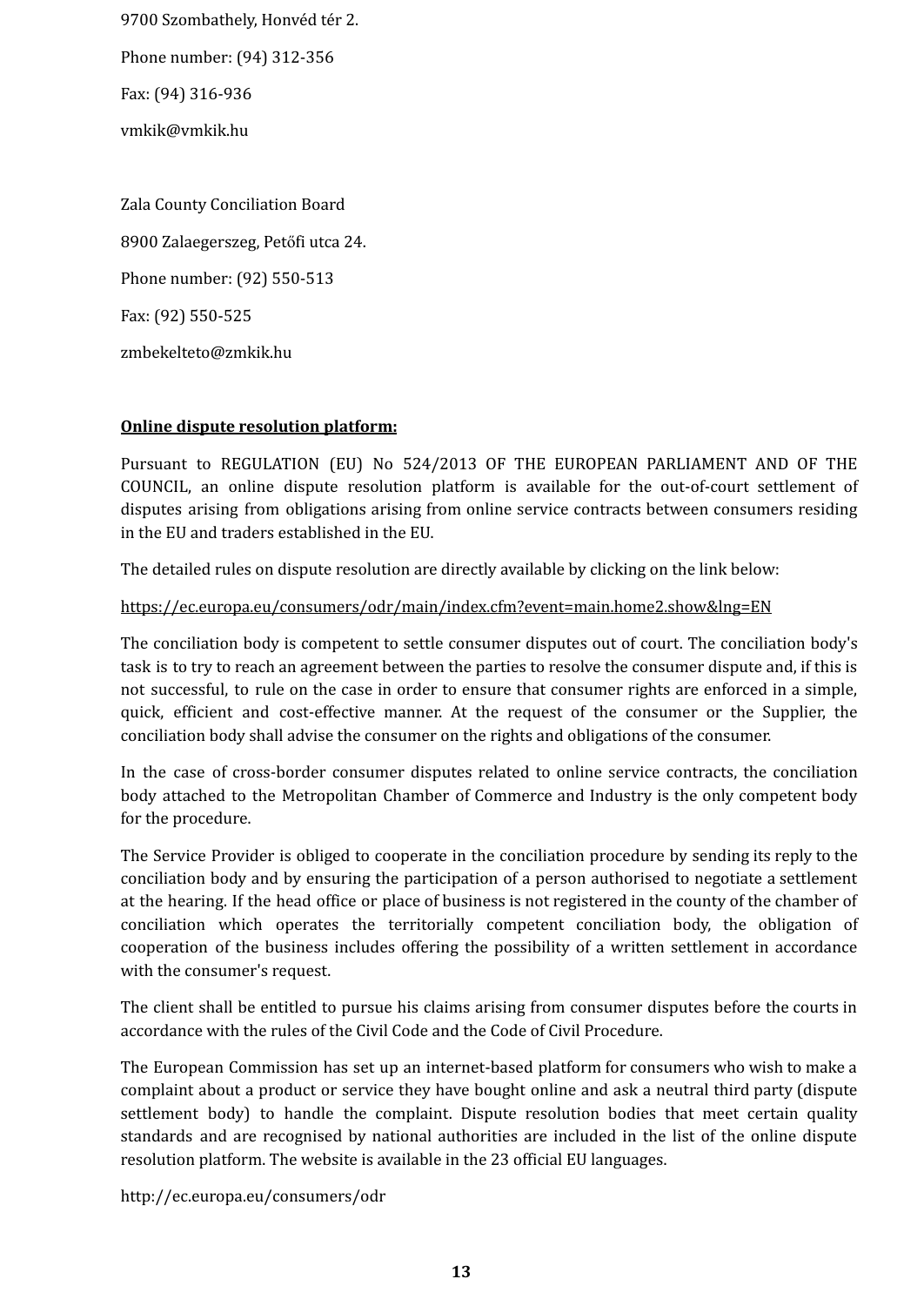9700 Szombathely, Honvéd tér 2.

Phone number: (94) 312-356

Fax: (94) 316-936

vmkik@vmkik.hu

Zala County Conciliation Board

8900 Zalaegerszeg, Petőfi utca 24.

Phone number: (92) 550-513

Fax: (92) 550-525

zmbekelteto@zmkik.hu

**Online dispute resolution platform:**

Pursuant to REGULATION (EU) No 524/2013 OF THE EUROPEAN PARLIAMENT AND OF THE COUNCIL, an online dispute resolution platform is available for the out-of-court settlement of disputes arising from obligations arising from online service contracts between consumers residing in the EU and traders established in the EU.

The detailed rules on dispute resolution are directly available by clicking on the link below:

https://ec.europa.eu/consumers/odr/main/index.cfm?event=main.home2.show&lng=EN

The conciliation body is competent to settle consumer disputes out of court. The conciliation body's task is to try to reach an agreement between the parties to resolve the consumer dispute and, if this is not successful, to rule on the case in order to ensure that consumer rights are enforced in a simple, quick, efficient and cost-effective manner. At the request of the consumer or the Supplier, the conciliation body shall advise the consumer on the rights and obligations of the consumer.

In the case of cross-border consumer disputes related to online service contracts, the conciliation body attached to the Metropolitan Chamber of Commerce and Industry is the only competent body for the procedure.

The Service Provider is obliged to cooperate in the conciliation procedure by sending its reply to the conciliation body and by ensuring the participation of a person authorised to negotiate a settlement at the hearing. If the head office or place of business is not registered in the county of the chamber of conciliation which operates the territorially competent conciliation body, the obligation of cooperation of the business includes offering the possibility of a written settlement in accordance with the consumer's request.

The client shall be entitled to pursue his claims arising from consumer disputes before the courts in accordance with the rules of the Civil Code and the Code of Civil Procedure.

The European Commission has set up an internet-based platform for consumers who wish to make a complaint about a product or service they have bought online and ask a neutral third party (dispute settlement body) to handle the complaint. Dispute resolution bodies that meet certain quality standards and are recognised by national authorities are included in the list of the online dispute resolution platform. The website is available in the 23 official EU languages.

http://ec.europa.eu/consumers/odr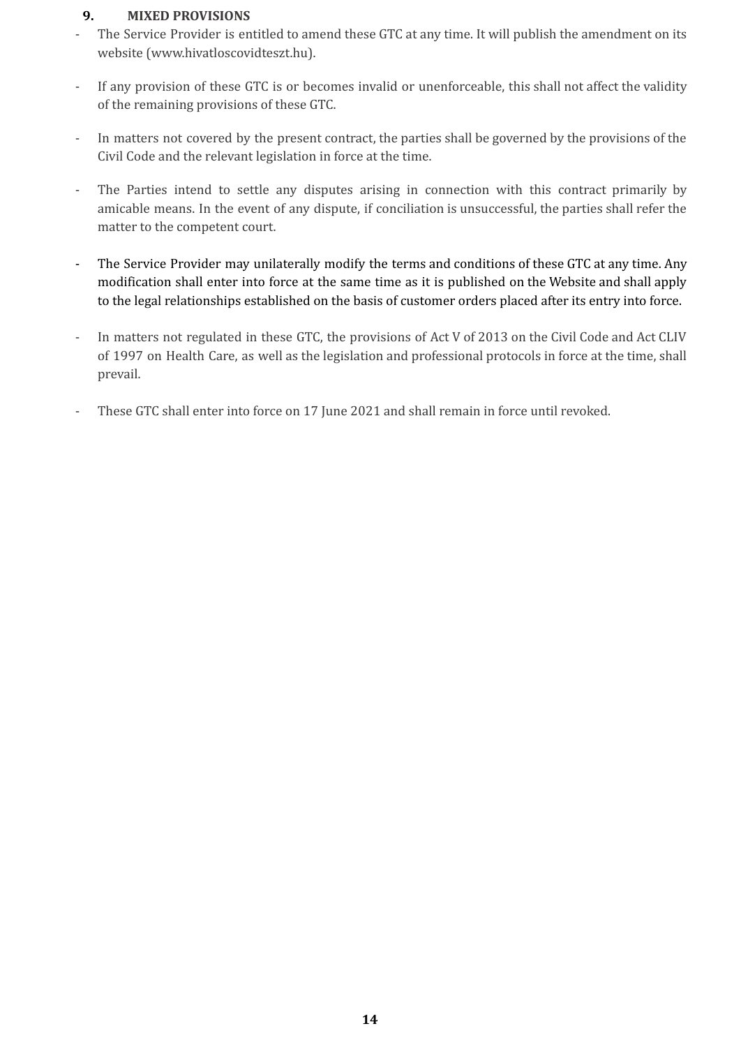## 9. MIXED PROVISIONS

- The Service Provider is entitled to amend these GTC at any time. It will publish the amendment on its website (www.hivatloscovidteszt.hu).
- If any provision of these GTC is or becomes invalid or unenforceable, this shall not affect the validity of the remaining provisions of these GTC.
- In matters not covered by the present contract, the parties shall be governed by the provisions of the Civil Code and the relevant legislation in force at the time.
- The Parties intend to settle any disputes arising in connection with this contract primarily by amicable means. In the event of any dispute, if conciliation is unsuccessful, the parties shall refer the matter to the competent court.
- The Service Provider may unilaterally modify the terms and conditions of these GTC at any time. Any modification shall enter into force at the same time as it is published on the Website and shall apply to the legal relationships established on the basis of customer orders placed after its entry into force.
- In matters not regulated in these GTC, the provisions of Act V of 2013 on the Civil Code and Act CLIV of 1997 on Health Care, as well as the legislation and professional protocols in force at the time, shall prevail.
- These GTC shall enter into force on 17 June 2021 and shall remain in force until revoked.